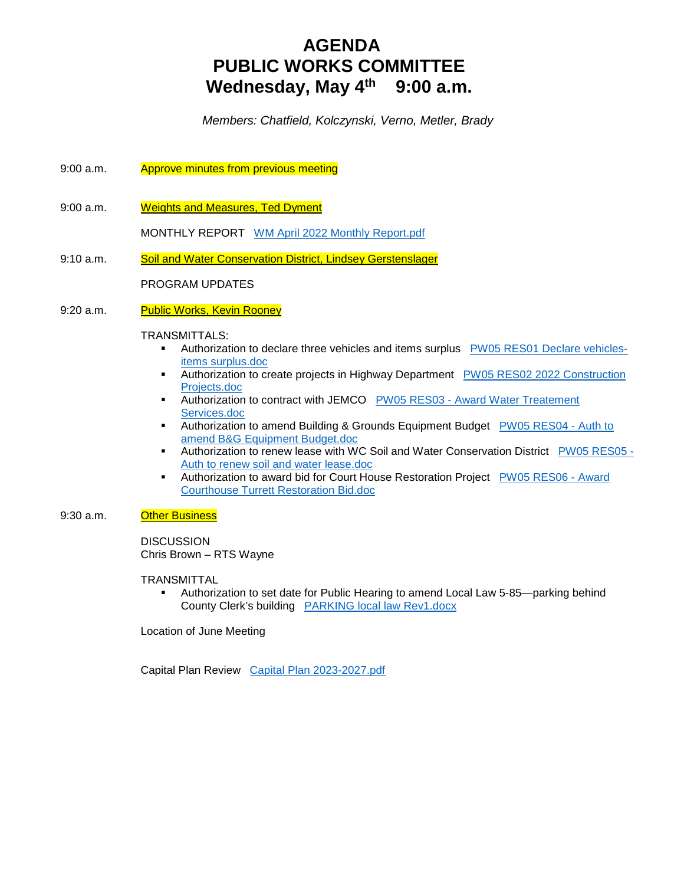# AGENDA
# PUBLIC WORKS COMMITTEE
# Wednesday, May 4th 9:00 a.m.

*Members: Chatfield, Kolczynski, Verno, Metler, Brady*

9:00 a.m. Approve minutes from previous meeting

9:00 a.m. Weights and Measures, Ted Dyment

MONTHLY REPORT WM April 2022 Monthly Report.pdf

9:10 a.m. Soil and Water Conservation District, Lindsey Gerstenslager

PROGRAM UPDATES

9:20 a.m. Public Works, Kevin Rooney

TRANSMITTALS:

- Authorization to declare three vehicles and items surplus PW05 RES01 Declare vehicles-items surplus.doc
- Authorization to create projects in Highway Department PW05 RES02 2022 Construction Projects.doc
- Authorization to contract with JEMCO PW05 RES03 - Award Water Treatement Services.doc
- Authorization to amend Building & Grounds Equipment Budget PW05 RES04 - Auth to amend B&G Equipment Budget.doc
- Authorization to renew lease with WC Soil and Water Conservation District PW05 RES05 - Auth to renew soil and water lease.doc
- Authorization to award bid for Court House Restoration Project PW05 RES06 - Award Courthouse Turrett Restoration Bid.doc

9:30 a.m. Other Business

DISCUSSION
Chris Brown – RTS Wayne

TRANSMITTAL

- Authorization to set date for Public Hearing to amend Local Law 5-85—parking behind County Clerk's building PARKING local law Rev1.docx

Location of June Meeting

Capital Plan Review Capital Plan 2023-2027.pdf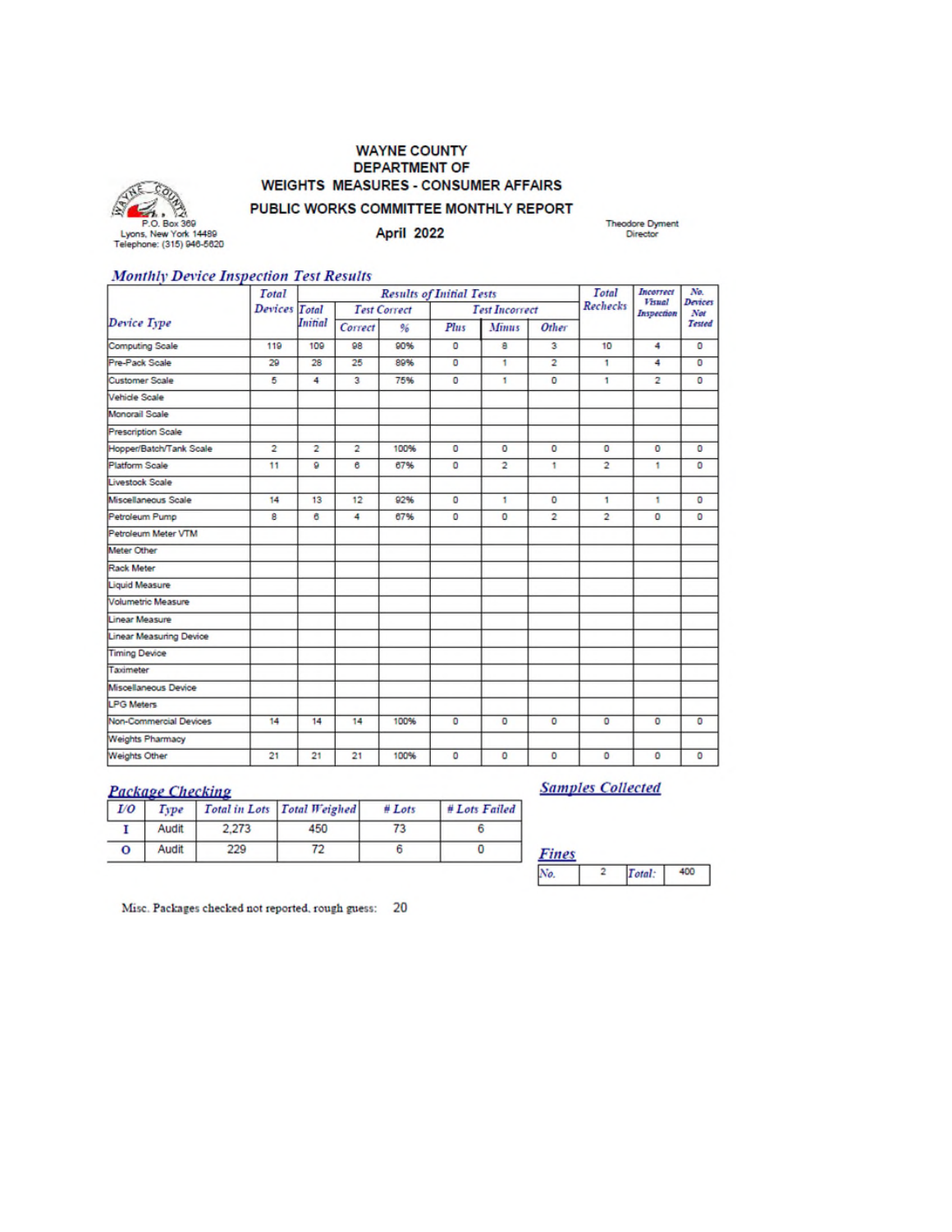# WAYNE COUNTY
## DEPARTMENT OF WEIGHTS MEASURES - CONSUMER AFFAIRS
## PUBLIC WORKS COMMITTEE MONTHLY REPORT

P.O. Box 369
Lyons, New York 14489
Telephone: (315) 946-5620

**April 2022**

Theodore Dyment
Director

### *Monthly Device Inspection Test Results*

| Device Type | Total Devices | Results of Initial Tests | | | | | | Total Rechecks | Incorrect Visual Inspection | No. Devices Not Tested |
|---|---|---|---|---|---|---|---|---|---|---|
| | | Total Initial | Test Correct | | Test Incorrect | | | | | |
| | | | Correct | % | Plus | Minus | Other | | | |
| Computing Scale | 119 | 109 | 98 | 90% | 0 | 8 | 3 | 10 | 4 | 0 |
| Pre-Pack Scale | 29 | 28 | 25 | 89% | 0 | 1 | 2 | 1 | 4 | 0 |
| Customer Scale | 5 | 4 | 3 | 75% | 0 | 1 | 0 | 1 | 2 | 0 |
| Vehicle Scale | | | | | | | | | | |
| Monorail Scale | | | | | | | | | | |
| Prescription Scale | | | | | | | | | | |
| Hopper/Batch/Tank Scale | 2 | 2 | 2 | 100% | 0 | 0 | 0 | 0 | 0 | 0 |
| Platform Scale | 11 | 9 | 6 | 67% | 0 | 2 | 1 | 2 | 1 | 0 |
| Livestock Scale | | | | | | | | | | |
| Miscellaneous Scale | 14 | 13 | 12 | 92% | 0 | 1 | 0 | 1 | 1 | 0 |
| Petroleum Pump | 8 | 6 | 4 | 67% | 0 | 0 | 2 | 2 | 0 | 0 |
| Petroleum Meter VTM | | | | | | | | | | |
| Meter Other | | | | | | | | | | |
| Rack Meter | | | | | | | | | | |
| Liquid Measure | | | | | | | | | | |
| Volumetric Measure | | | | | | | | | | |
| Linear Measure | | | | | | | | | | |
| Linear Measuring Device | | | | | | | | | | |
| Timing Device | | | | | | | | | | |
| Taximeter | | | | | | | | | | |
| Miscellaneous Device | | | | | | | | | | |
| LPG Meters | | | | | | | | | | |
| Non-Commercial Devices | 14 | 14 | 14 | 100% | 0 | 0 | 0 | 0 | 0 | 0 |
| Weights Pharmacy | | | | | | | | | | |
| Weights Other | 21 | 21 | 21 | 100% | 0 | 0 | 0 | 0 | 0 | 0 |

### *Package Checking*

| I/O | Type | Total in Lots | Total Weighed | # Lots | # Lots Failed |
|---|---|---|---|---|---|
| I | Audit | 2,273 | 450 | 73 | 6 |
| O | Audit | 229 | 72 | 6 | 0 |

### *Samples Collected*

### *Fines*

| No. | 2 | Total: | 400 |
|---|---|---|---|

Misc. Packages checked not reported, rough guess: 20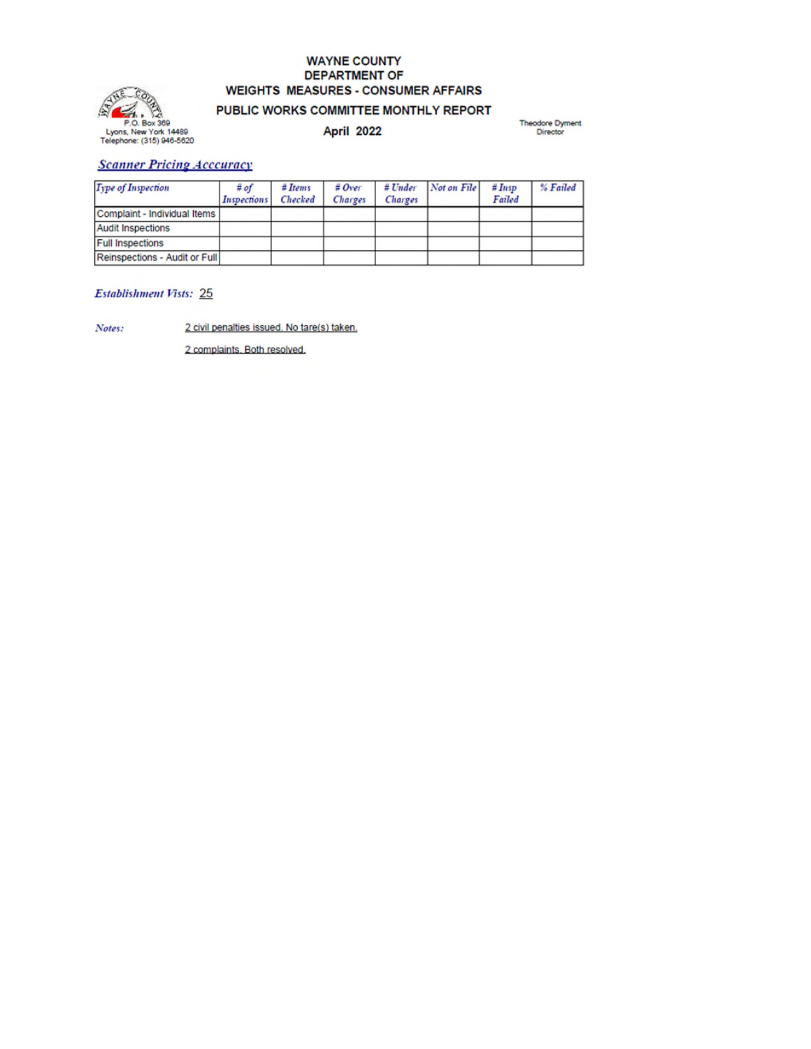P.O. Box 369
Lyons, New York 14489
Telephone: (315) 946-5620

# WAYNE COUNTY
# DEPARTMENT OF
# WEIGHTS MEASURES - CONSUMER AFFAIRS

## PUBLIC WORKS COMMITTEE MONTHLY REPORT

## April 2022

Theodore Dyment
Director

### Scanner Pricing Acccuracy

| Type of Inspection | # of Inspections | # Items Checked | # Over Charges | # Under Charges | Not on File | # Insp Failed | % Failed |
|---|---|---|---|---|---|---|---|
| Complaint - Individual Items | | | | | | | |
| Audit Inspections | | | | | | | |
| Full Inspections | | | | | | | |
| Reinspections - Audit or Full | | | | | | | |

***Establishment Vists:*** 25

***Notes:***

2 civil penalties issued. No tare(s) taken.

2 complaints. Both resolved.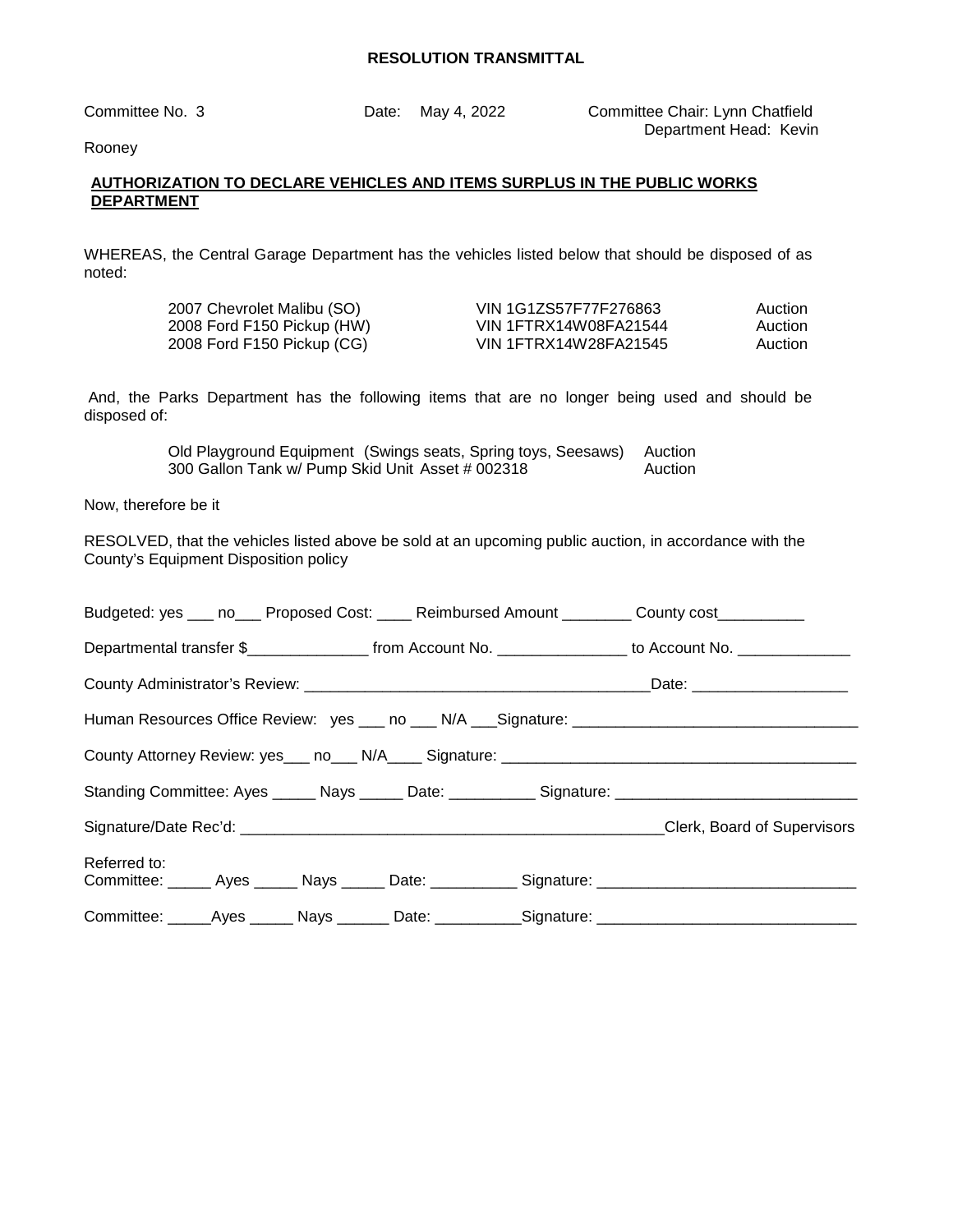**RESOLUTION TRANSMITTAL**

Committee No. 3 Date: May 4, 2022 Committee Chair: Lynn Chatfield Department Head: Kevin Rooney

**AUTHORIZATION TO DECLARE VEHICLES AND ITEMS SURPLUS IN THE PUBLIC WORKS DEPARTMENT**

WHEREAS, the Central Garage Department has the vehicles listed below that should be disposed of as noted:

| | | |
|---|---|---|
| 2007 Chevrolet Malibu (SO) | VIN 1G1ZS57F77F276863 | Auction |
| 2008 Ford F150 Pickup (HW) | VIN 1FTRX14W08FA21544 | Auction |
| 2008 Ford F150 Pickup (CG) | VIN 1FTRX14W28FA21545 | Auction |

And, the Parks Department has the following items that are no longer being used and should be disposed of:

| | |
|---|---|
| Old Playground Equipment (Swings seats, Spring toys, Seesaws) | Auction |
| 300 Gallon Tank w/ Pump Skid Unit Asset # 002318 | Auction |

Now, therefore be it

RESOLVED, that the vehicles listed above be sold at an upcoming public auction, in accordance with the County's Equipment Disposition policy

Budgeted: yes ___ no___ Proposed Cost: ____ Reimbursed Amount ________ County cost__________

Departmental transfer $______________ from Account No. _______________ to Account No. _____________

County Administrator's Review: ________________________________________Date: __________________

Human Resources Office Review: yes ___ no ___ N/A ___Signature: _________________________________

County Attorney Review: yes___ no___ N/A____ Signature: _________________________________________

Standing Committee: Ayes _____ Nays _____ Date: __________ Signature: ____________________________

Signature/Date Rec'd: ___________________________________________________Clerk, Board of Supervisors

Referred to:
Committee: _____ Ayes _____ Nays _____ Date: __________ Signature: ______________________________

Committee: _____Ayes _____ Nays ______ Date: __________Signature: ______________________________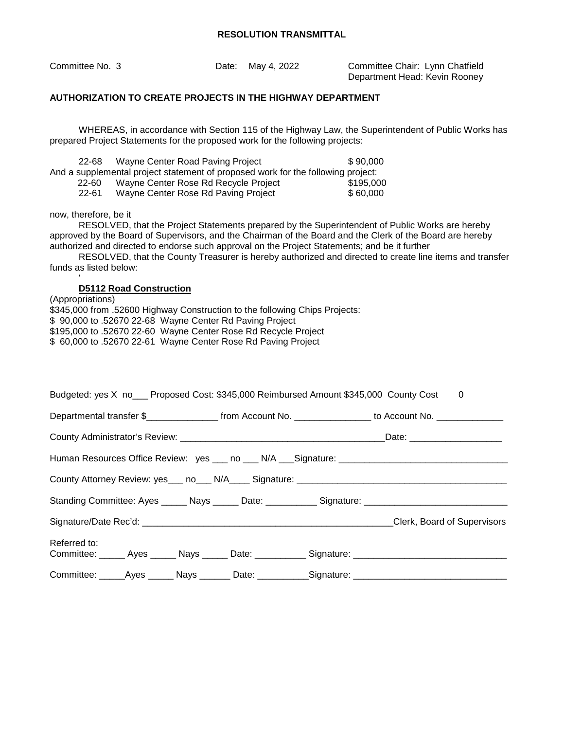**RESOLUTION TRANSMITTAL**

Committee No. 3    Date: May 4, 2022    Committee Chair: Lynn Chatfield
Department Head: Kevin Rooney

**AUTHORIZATION TO CREATE PROJECTS IN THE HIGHWAY DEPARTMENT**

WHEREAS, in accordance with Section 115 of the Highway Law, the Superintendent of Public Works has prepared Project Statements for the proposed work for the following projects:

22-68 Wayne Center Road Paving Project $ 90,000

And a supplemental project statement of proposed work for the following project:

22-60 Wayne Center Rose Rd Recycle Project $195,000
22-61 Wayne Center Rose Rd Paving Project $ 60,000

now, therefore, be it

RESOLVED, that the Project Statements prepared by the Superintendent of Public Works are hereby approved by the Board of Supervisors, and the Chairman of the Board and the Clerk of the Board are hereby authorized and directed to endorse such approval on the Project Statements; and be it further

RESOLVED, that the County Treasurer is hereby authorized and directed to create line items and transfer funds as listed below:

**D5112 Road Construction**

(Appropriations)
$345,000 from .52600 Highway Construction to the following Chips Projects:
$ 90,000 to .52670 22-68 Wayne Center Rd Paving Project
$195,000 to .52670 22-60 Wayne Center Rose Rd Recycle Project
$ 60,000 to .52670 22-61 Wayne Center Rose Rd Paving Project

Budgeted: yes X no___ Proposed Cost: $345,000 Reimbursed Amount $345,000 County Cost 0

Departmental transfer $______________ from Account No. _______________ to Account No. _____________

County Administrator's Review: ________________________________________Date: __________________

Human Resources Office Review: yes ___ no ___ N/A ___Signature: _________________________________

County Attorney Review: yes___ no___ N/A____ Signature: _________________________________________

Standing Committee: Ayes _____ Nays _____ Date: __________ Signature: ____________________________

Signature/Date Rec'd: __________________________________________________Clerk, Board of Supervisors

Referred to:
Committee: _____ Ayes _____ Nays _____ Date: __________ Signature: _____________________________

Committee: _____Ayes _____ Nays ______ Date: __________Signature: _____________________________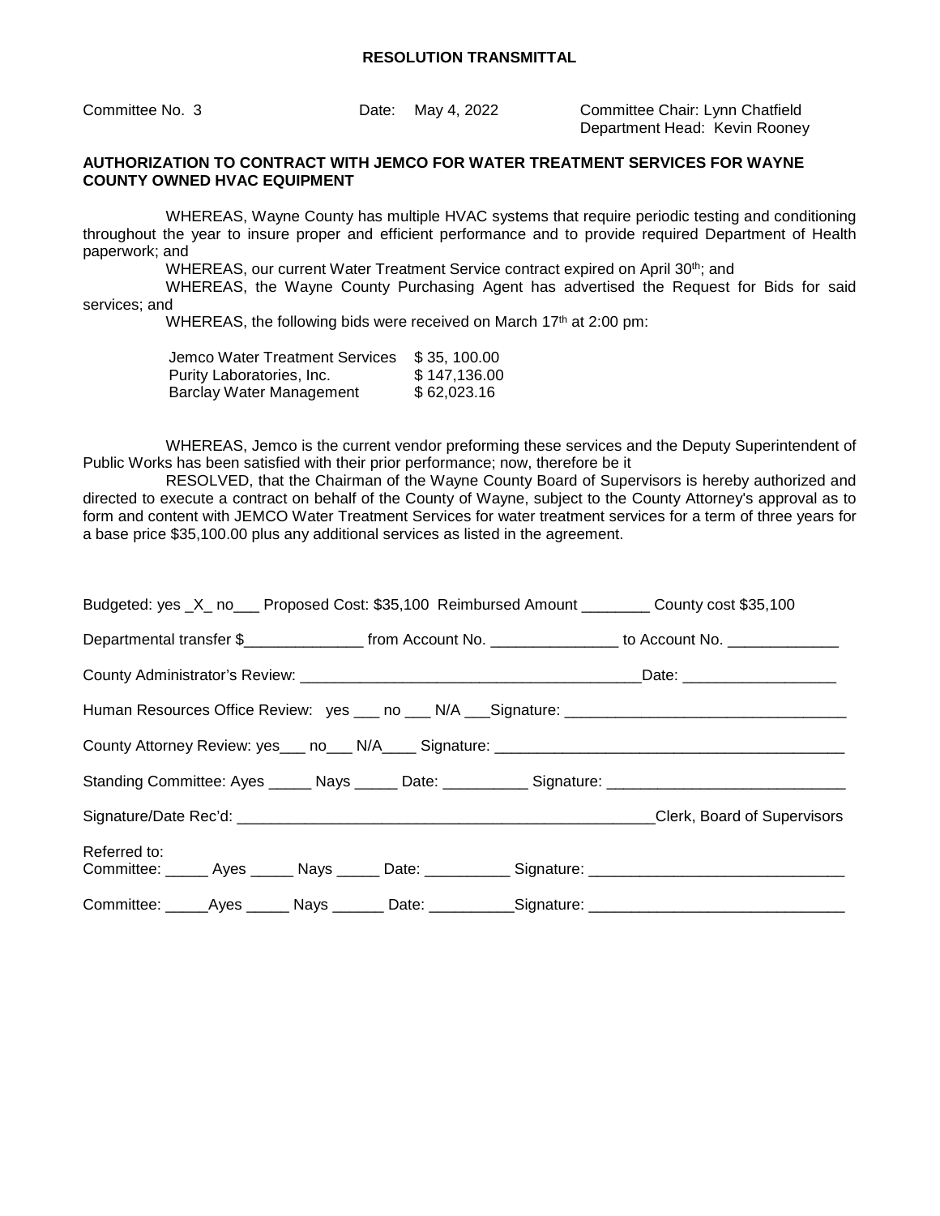**RESOLUTION TRANSMITTAL**

Committee No. 3 | Date: May 4, 2022 | Committee Chair: Lynn Chatfield
Department Head: Kevin Rooney

**AUTHORIZATION TO CONTRACT WITH JEMCO FOR WATER TREATMENT SERVICES FOR WAYNE COUNTY OWNED HVAC EQUIPMENT**

WHEREAS, Wayne County has multiple HVAC systems that require periodic testing and conditioning throughout the year to insure proper and efficient performance and to provide required Department of Health paperwork; and

WHEREAS, our current Water Treatment Service contract expired on April 30th; and

WHEREAS, the Wayne County Purchasing Agent has advertised the Request for Bids for said services; and

WHEREAS, the following bids were received on March 17th at 2:00 pm:

| | |
|---|---|
| Jemco Water Treatment Services | $ 35, 100.00 |
| Purity Laboratories, Inc. | $ 147,136.00 |
| Barclay Water Management | $ 62,023.16 |

WHEREAS, Jemco is the current vendor preforming these services and the Deputy Superintendent of Public Works has been satisfied with their prior performance; now, therefore be it

RESOLVED, that the Chairman of the Wayne County Board of Supervisors is hereby authorized and directed to execute a contract on behalf of the County of Wayne, subject to the County Attorney's approval as to form and content with JEMCO Water Treatment Services for water treatment services for a term of three years for a base price $35,100.00 plus any additional services as listed in the agreement.

Budgeted: yes _X_ no___ Proposed Cost: $35,100 Reimbursed Amount ________ County cost $35,100

Departmental transfer $______________ from Account No. _______________ to Account No. _____________

County Administrator's Review: ________________________________________Date: __________________

Human Resources Office Review: yes ___ no ___ N/A ___Signature: _________________________________

County Attorney Review: yes___ no___ N/A____ Signature: _________________________________________

Standing Committee: Ayes _____ Nays _____ Date: __________ Signature: ____________________________

Signature/Date Rec'd: __________________________________________________Clerk, Board of Supervisors

Referred to:
Committee: _____ Ayes _____ Nays _____ Date: __________ Signature: _____________________________

Committee: _____Ayes _____ Nays ______ Date: __________Signature: _____________________________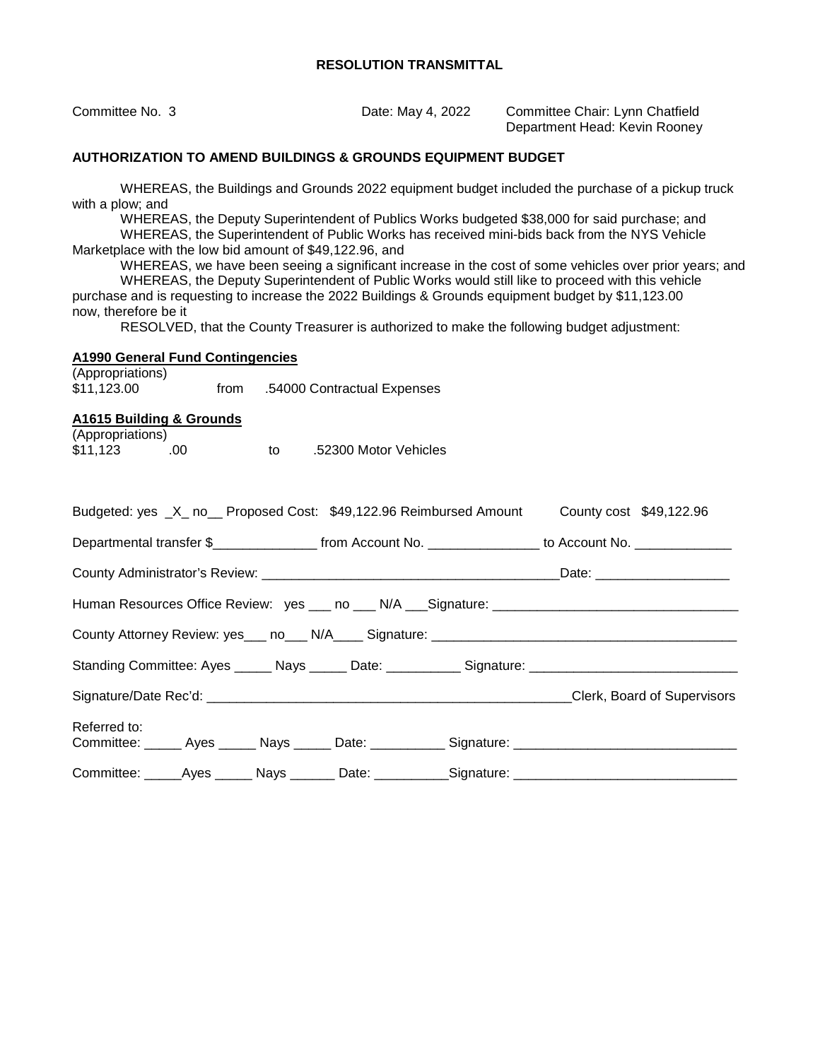**RESOLUTION TRANSMITTAL**

Committee No. 3

Date: May 4, 2022

Committee Chair: Lynn Chatfield
Department Head: Kevin Rooney

**AUTHORIZATION TO AMEND BUILDINGS & GROUNDS EQUIPMENT BUDGET**

WHEREAS, the Buildings and Grounds 2022 equipment budget included the purchase of a pickup truck with a plow; and

WHEREAS, the Deputy Superintendent of Publics Works budgeted $38,000 for said purchase; and

WHEREAS, the Superintendent of Public Works has received mini-bids back from the NYS Vehicle Marketplace with the low bid amount of $49,122.96, and

WHEREAS, we have been seeing a significant increase in the cost of some vehicles over prior years; and

WHEREAS, the Deputy Superintendent of Public Works would still like to proceed with this vehicle purchase and is requesting to increase the 2022 Buildings & Grounds equipment budget by $11,123.00 now, therefore be it

RESOLVED, that the County Treasurer is authorized to make the following budget adjustment:

**A1990 General Fund Contingencies**

(Appropriations)
$11,123.00 from .54000 Contractual Expenses

**A1615 Building & Grounds**

(Appropriations)
$11,123 .00 to .52300 Motor Vehicles

Budgeted: yes _X_ no__ Proposed Cost: $49,122.96 Reimbursed Amount County cost $49,122.96

Departmental transfer $______________ from Account No. _______________ to Account No. _____________

County Administrator's Review: ________________________________________Date: __________________

Human Resources Office Review: yes ___ no ___ N/A ___Signature: ________________________________

County Attorney Review: yes___ no___ N/A____ Signature: ________________________________________

Standing Committee: Ayes _____ Nays _____ Date: __________ Signature: ___________________________

Signature/Date Rec'd: _________________________________________________Clerk, Board of Supervisors

Referred to:
Committee: _____ Ayes _____ Nays _____ Date: __________ Signature: _____________________________

Committee: _____Ayes _____ Nays ______ Date: __________Signature: _____________________________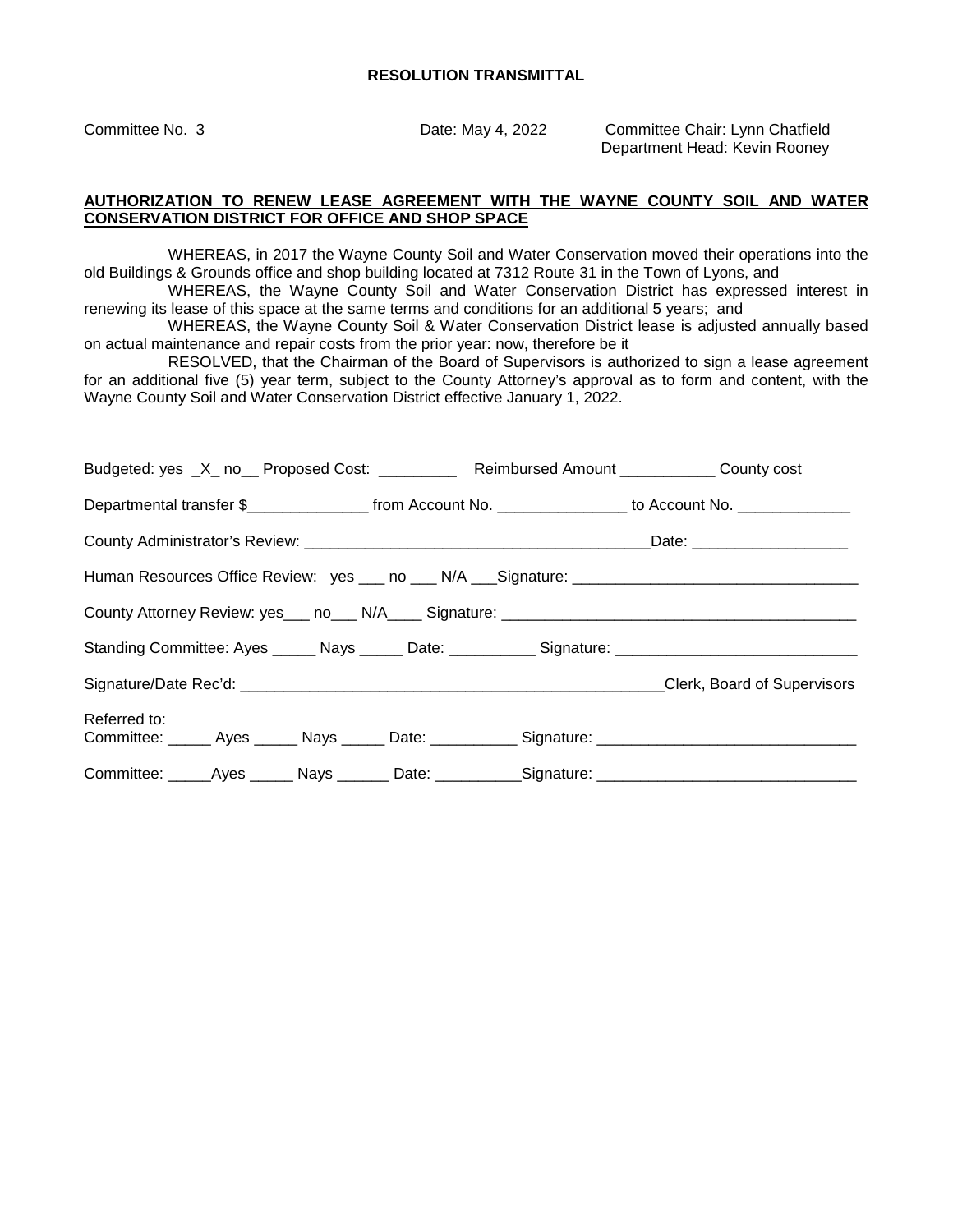**RESOLUTION TRANSMITTAL**

Committee No. 3 Date: May 4, 2022 Committee Chair: Lynn Chatfield
Department Head: Kevin Rooney

**AUTHORIZATION TO RENEW LEASE AGREEMENT WITH THE WAYNE COUNTY SOIL AND WATER CONSERVATION DISTRICT FOR OFFICE AND SHOP SPACE**

WHEREAS, in 2017 the Wayne County Soil and Water Conservation moved their operations into the old Buildings & Grounds office and shop building located at 7312 Route 31 in the Town of Lyons, and

WHEREAS, the Wayne County Soil and Water Conservation District has expressed interest in renewing its lease of this space at the same terms and conditions for an additional 5 years; and

WHEREAS, the Wayne County Soil & Water Conservation District lease is adjusted annually based on actual maintenance and repair costs from the prior year: now, therefore be it

RESOLVED, that the Chairman of the Board of Supervisors is authorized to sign a lease agreement for an additional five (5) year term, subject to the County Attorney's approval as to form and content, with the Wayne County Soil and Water Conservation District effective January 1, 2022.

Budgeted: yes _X_ no__ Proposed Cost: _________ Reimbursed Amount ___________ County cost

Departmental transfer $______________ from Account No. _______________ to Account No. _____________

County Administrator's Review: ________________________________________Date: __________________

Human Resources Office Review: yes ___ no ___ N/A ___Signature: _________________________________

County Attorney Review: yes___ no___ N/A____ Signature: _________________________________________

Standing Committee: Ayes _____ Nays _____ Date: __________ Signature: ____________________________

Signature/Date Rec'd: __________________________________________________Clerk, Board of Supervisors

Referred to:
Committee: _____ Ayes _____ Nays _____ Date: __________ Signature: ______________________________

Committee: _____Ayes _____ Nays ______ Date: __________Signature: ______________________________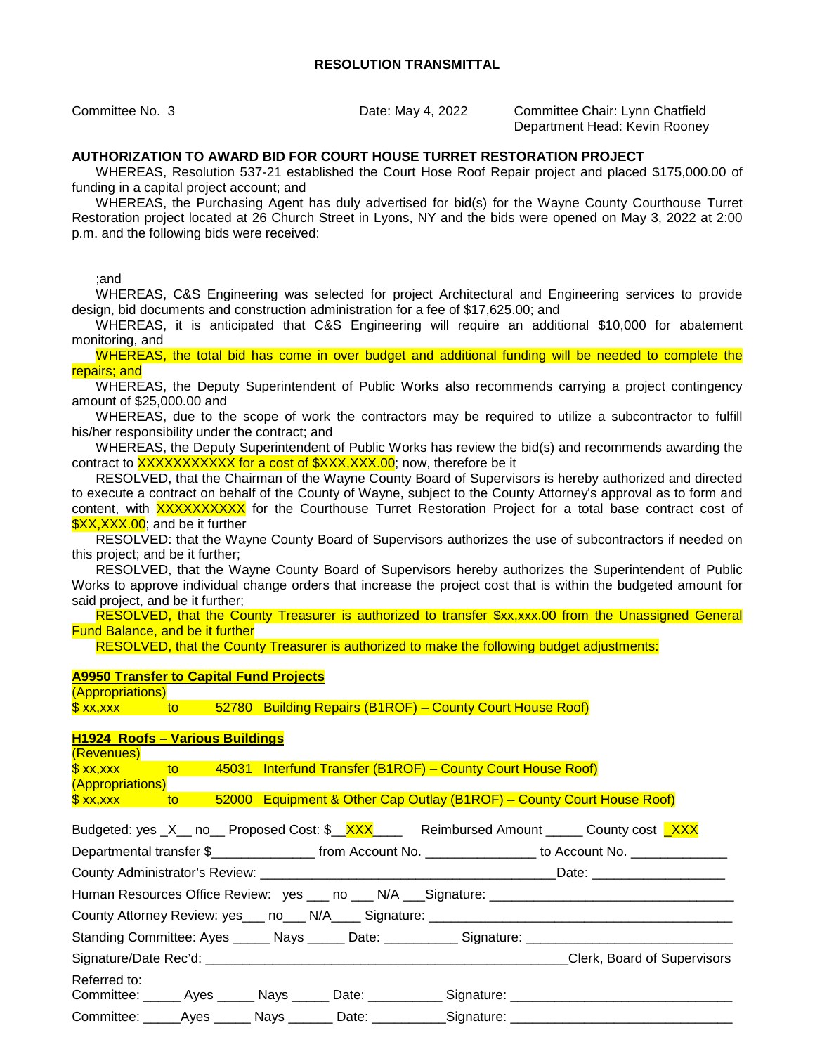**RESOLUTION TRANSMITTAL**

Committee No. 3

Date: May 4, 2022

Committee Chair: Lynn Chatfield
Department Head: Kevin Rooney

**AUTHORIZATION TO AWARD BID FOR COURT HOUSE TURRET RESTORATION PROJECT**

WHEREAS, Resolution 537-21 established the Court Hose Roof Repair project and placed $175,000.00 of funding in a capital project account; and

WHEREAS, the Purchasing Agent has duly advertised for bid(s) for the Wayne County Courthouse Turret Restoration project located at 26 Church Street in Lyons, NY and the bids were opened on May 3, 2022 at 2:00 p.m. and the following bids were received:

;and

WHEREAS, C&S Engineering was selected for project Architectural and Engineering services to provide design, bid documents and construction administration for a fee of $17,625.00; and

WHEREAS, it is anticipated that C&S Engineering will require an additional $10,000 for abatement monitoring, and

WHEREAS, the total bid has come in over budget and additional funding will be needed to complete the repairs; and

WHEREAS, the Deputy Superintendent of Public Works also recommends carrying a project contingency amount of $25,000.00 and

WHEREAS, due to the scope of work the contractors may be required to utilize a subcontractor to fulfill his/her responsibility under the contract; and

WHEREAS, the Deputy Superintendent of Public Works has review the bid(s) and recommends awarding the contract to XXXXXXXXXXX for a cost of $XXX,XXX.00; now, therefore be it

RESOLVED, that the Chairman of the Wayne County Board of Supervisors is hereby authorized and directed to execute a contract on behalf of the County of Wayne, subject to the County Attorney's approval as to form and content, with XXXXXXXXXX for the Courthouse Turret Restoration Project for a total base contract cost of $XX,XXX.00; and be it further

RESOLVED: that the Wayne County Board of Supervisors authorizes the use of subcontractors if needed on this project; and be it further;

RESOLVED, that the Wayne County Board of Supervisors hereby authorizes the Superintendent of Public Works to approve individual change orders that increase the project cost that is within the budgeted amount for said project, and be it further;

RESOLVED, that the County Treasurer is authorized to transfer $xx,xxx.00 from the Unassigned General Fund Balance, and be it further

RESOLVED, that the County Treasurer is authorized to make the following budget adjustments:

**A9950 Transfer to Capital Fund Projects**
(Appropriations)
$ xx,xxx to 52780 Building Repairs (B1ROF) – County Court House Roof)

**H1924 Roofs – Various Buildings**
(Revenues)
$ xx,xxx to 45031 Interfund Transfer (B1ROF) – County Court House Roof)
(Appropriations)
$ xx,xxx to 52000 Equipment & Other Cap Outlay (B1ROF) – County Court House Roof)

Budgeted: yes _X__ no__ Proposed Cost: $__XXX____ Reimbursed Amount _____ County cost _XXX

Departmental transfer $______________ from Account No. _______________ to Account No. _____________

County Administrator's Review: ________________________________________Date: __________________

Human Resources Office Review: yes ___ no ___ N/A ___Signature: _________________________________

County Attorney Review: yes___ no___ N/A____ Signature: _________________________________________

Standing Committee: Ayes _____ Nays _____ Date: __________ Signature: ___________________________

Signature/Date Rec'd: _________________________________________________Clerk, Board of Supervisors

Referred to:
Committee: _____ Ayes _____ Nays _____ Date: __________ Signature: _____________________________

Committee: _____Ayes _____ Nays ______ Date: __________Signature: _____________________________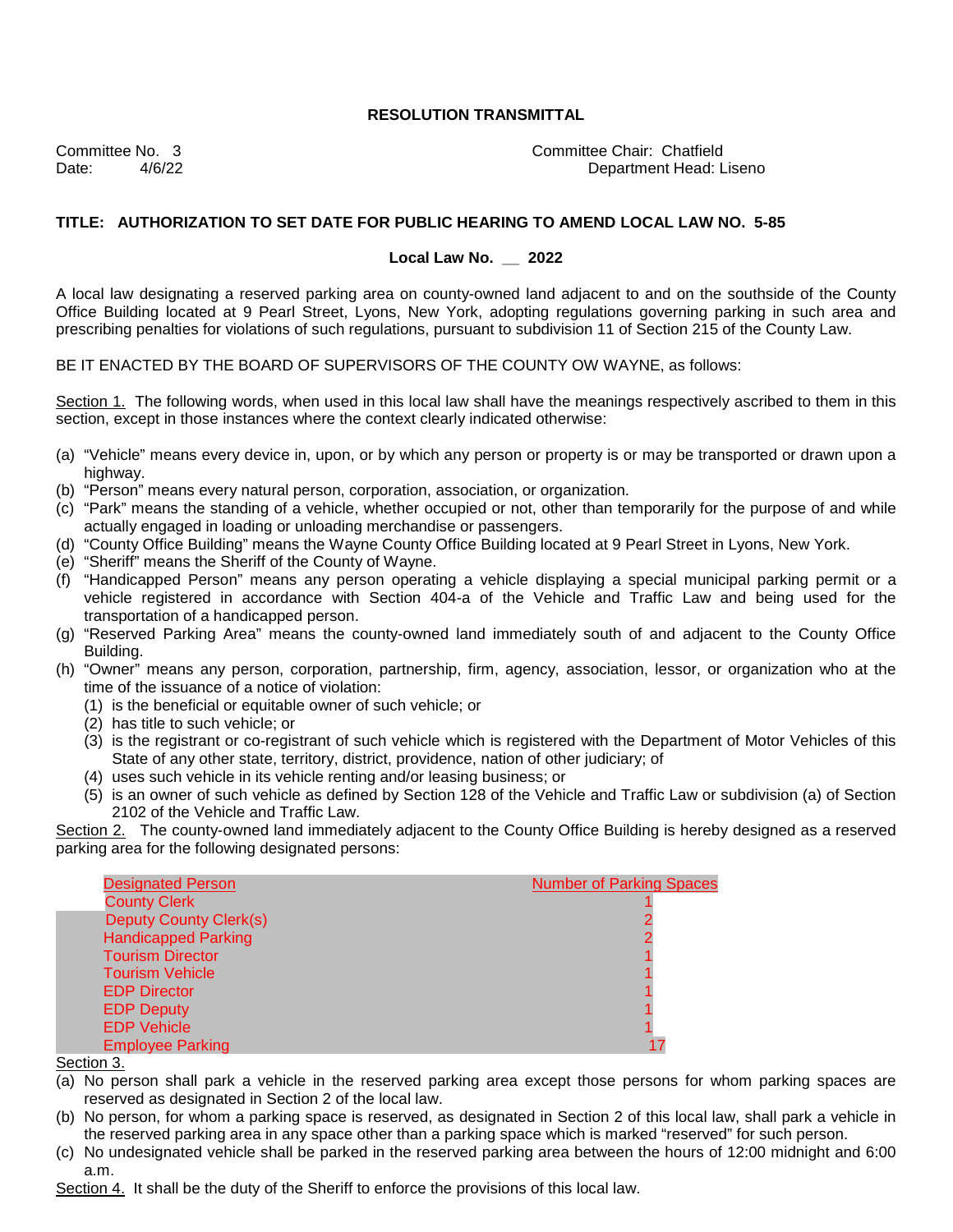**RESOLUTION TRANSMITTAL**

Committee No. 3
Date: 4/6/22

Committee Chair: Chatfield
Department Head: Liseno

**TITLE: AUTHORIZATION TO SET DATE FOR PUBLIC HEARING TO AMEND LOCAL LAW NO. 5-85**

**Local Law No. __ 2022**

A local law designating a reserved parking area on county-owned land adjacent to and on the southside of the County Office Building located at 9 Pearl Street, Lyons, New York, adopting regulations governing parking in such area and prescribing penalties for violations of such regulations, pursuant to subdivision 11 of Section 215 of the County Law.

BE IT ENACTED BY THE BOARD OF SUPERVISORS OF THE COUNTY OW WAYNE, as follows:

Section 1. The following words, when used in this local law shall have the meanings respectively ascribed to them in this section, except in those instances where the context clearly indicated otherwise:

(a) "Vehicle" means every device in, upon, or by which any person or property is or may be transported or drawn upon a highway.
(b) "Person" means every natural person, corporation, association, or organization.
(c) "Park" means the standing of a vehicle, whether occupied or not, other than temporarily for the purpose of and while actually engaged in loading or unloading merchandise or passengers.
(d) "County Office Building" means the Wayne County Office Building located at 9 Pearl Street in Lyons, New York.
(e) "Sheriff" means the Sheriff of the County of Wayne.
(f) "Handicapped Person" means any person operating a vehicle displaying a special municipal parking permit or a vehicle registered in accordance with Section 404-a of the Vehicle and Traffic Law and being used for the transportation of a handicapped person.
(g) "Reserved Parking Area" means the county-owned land immediately south of and adjacent to the County Office Building.
(h) "Owner" means any person, corporation, partnership, firm, agency, association, lessor, or organization who at the time of the issuance of a notice of violation:
    (1) is the beneficial or equitable owner of such vehicle; or
    (2) has title to such vehicle; or
    (3) is the registrant or co-registrant of such vehicle which is registered with the Department of Motor Vehicles of this State of any other state, territory, district, providence, nation of other judiciary; of
    (4) uses such vehicle in its vehicle renting and/or leasing business; or
    (5) is an owner of such vehicle as defined by Section 128 of the Vehicle and Traffic Law or subdivision (a) of Section 2102 of the Vehicle and Traffic Law.

Section 2. The county-owned land immediately adjacent to the County Office Building is hereby designed as a reserved parking area for the following designated persons:

| Designated Person | Number of Parking Spaces |
|---|---|
| County Clerk | 1 |
| Deputy County Clerk(s) | 2 |
| Handicapped Parking | 2 |
| Tourism Director | 1 |
| Tourism Vehicle | 1 |
| EDP Director | 1 |
| EDP Deputy | 1 |
| EDP Vehicle | 1 |
| Employee Parking | 17 |

Section 3.
(a) No person shall park a vehicle in the reserved parking area except those persons for whom parking spaces are reserved as designated in Section 2 of the local law.
(b) No person, for whom a parking space is reserved, as designated in Section 2 of this local law, shall park a vehicle in the reserved parking area in any space other than a parking space which is marked "reserved" for such person.
(c) No undesignated vehicle shall be parked in the reserved parking area between the hours of 12:00 midnight and 6:00 a.m.

Section 4. It shall be the duty of the Sheriff to enforce the provisions of this local law.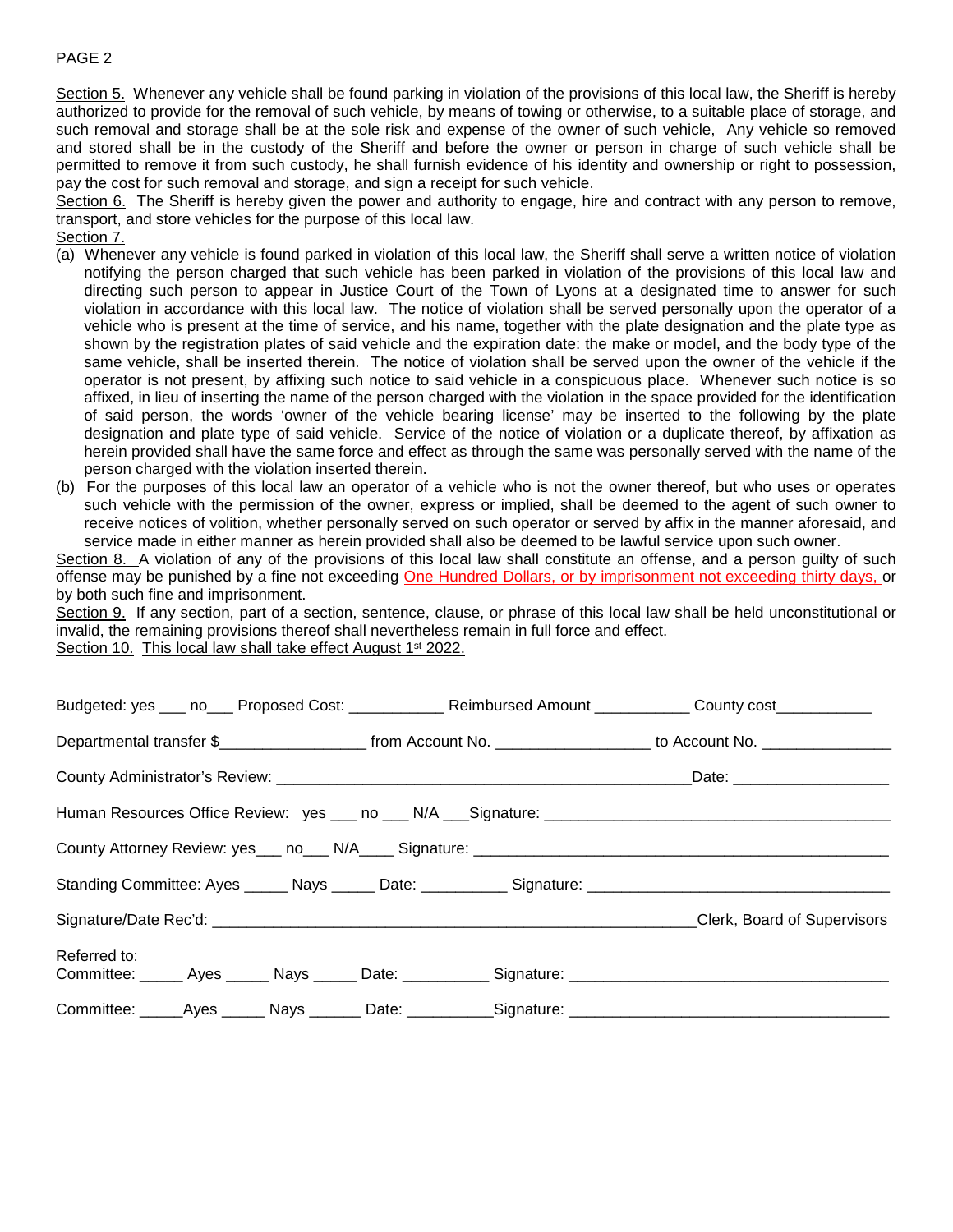Section 5. Whenever any vehicle shall be found parking in violation of the provisions of this local law, the Sheriff is hereby authorized to provide for the removal of such vehicle, by means of towing or otherwise, to a suitable place of storage, and such removal and storage shall be at the sole risk and expense of the owner of such vehicle, Any vehicle so removed and stored shall be in the custody of the Sheriff and before the owner or person in charge of such vehicle shall be permitted to remove it from such custody, he shall furnish evidence of his identity and ownership or right to possession, pay the cost for such removal and storage, and sign a receipt for such vehicle.

Section 6. The Sheriff is hereby given the power and authority to engage, hire and contract with any person to remove, transport, and store vehicles for the purpose of this local law.

Section 7.

(a) Whenever any vehicle is found parked in violation of this local law, the Sheriff shall serve a written notice of violation notifying the person charged that such vehicle has been parked in violation of the provisions of this local law and directing such person to appear in Justice Court of the Town of Lyons at a designated time to answer for such violation in accordance with this local law. The notice of violation shall be served personally upon the operator of a vehicle who is present at the time of service, and his name, together with the plate designation and the plate type as shown by the registration plates of said vehicle and the expiration date: the make or model, and the body type of the same vehicle, shall be inserted therein. The notice of violation shall be served upon the owner of the vehicle if the operator is not present, by affixing such notice to said vehicle in a conspicuous place. Whenever such notice is so affixed, in lieu of inserting the name of the person charged with the violation in the space provided for the identification of said person, the words 'owner of the vehicle bearing license' may be inserted to the following by the plate designation and plate type of said vehicle. Service of the notice of violation or a duplicate thereof, by affixation as herein provided shall have the same force and effect as through the same was personally served with the name of the person charged with the violation inserted therein.

(b) For the purposes of this local law an operator of a vehicle who is not the owner thereof, but who uses or operates such vehicle with the permission of the owner, express or implied, shall be deemed to the agent of such owner to receive notices of volition, whether personally served on such operator or served by affix in the manner aforesaid, and service made in either manner as herein provided shall also be deemed to be lawful service upon such owner.

Section 8. A violation of any of the provisions of this local law shall constitute an offense, and a person guilty of such offense may be punished by a fine not exceeding One Hundred Dollars, or by imprisonment not exceeding thirty days, or by both such fine and imprisonment.

Section 9. If any section, part of a section, sentence, clause, or phrase of this local law shall be held unconstitutional or invalid, the remaining provisions thereof shall nevertheless remain in full force and effect.

Section 10. This local law shall take effect August 1st 2022.

Budgeted: yes ___ no___ Proposed Cost: ___________ Reimbursed Amount ___________ County cost___________

Departmental transfer $_________________ from Account No. _________________ to Account No. _______________

County Administrator's Review: _______________________________________________Date: _________________

Human Resources Office Review: yes ___ no ___ N/A ___Signature: ________________________________________

County Attorney Review: yes___ no___ N/A____ Signature: ________________________________________________

Standing Committee: Ayes _____ Nays _____ Date: __________ Signature: __________________________________

Signature/Date Rec'd: ________________________________________________________Clerk, Board of Supervisors

Referred to:
Committee: _____ Ayes _____ Nays _____ Date: __________ Signature: ____________________________________

Committee: _____Ayes _____ Nays ______ Date: __________Signature: ____________________________________